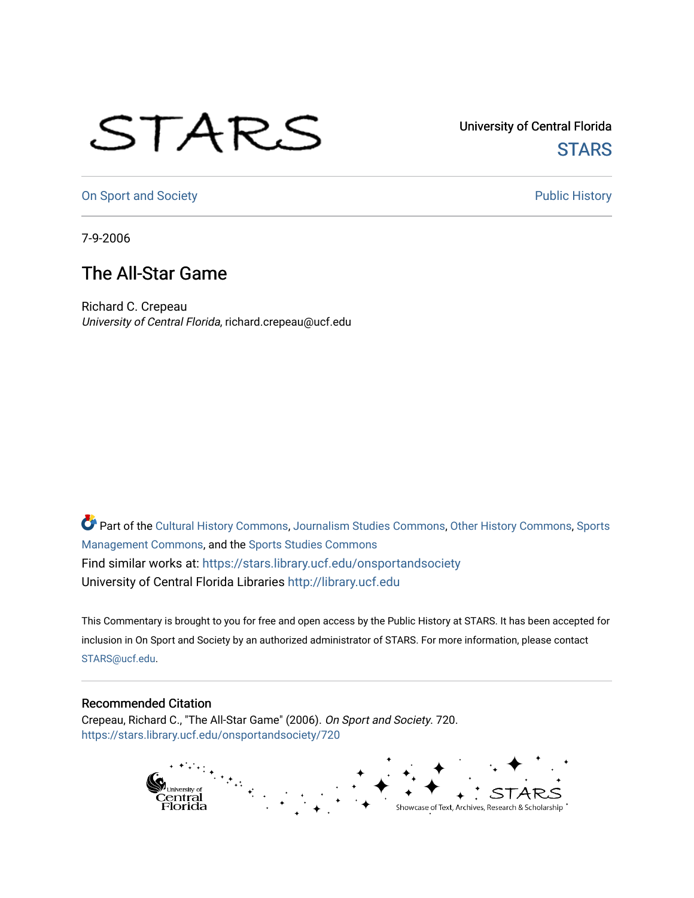STARS

University of Central Florida
STARS

On Sport and Society

Public History

7-9-2006

# The All-Star Game

Richard C. Crepeau
*University of Central Florida*, richard.crepeau@ucf.edu

Part of the Cultural History Commons, Journalism Studies Commons, Other History Commons, Sports Management Commons, and the Sports Studies Commons
Find similar works at: https://stars.library.ucf.edu/onsportandsociety
University of Central Florida Libraries http://library.ucf.edu

This Commentary is brought to you for free and open access by the Public History at STARS. It has been accepted for inclusion in On Sport and Society by an authorized administrator of STARS. For more information, please contact STARS@ucf.edu.

## Recommended Citation

Crepeau, Richard C., "The All-Star Game" (2006). *On Sport and Society*. 720.
https://stars.library.ucf.edu/onsportandsociety/720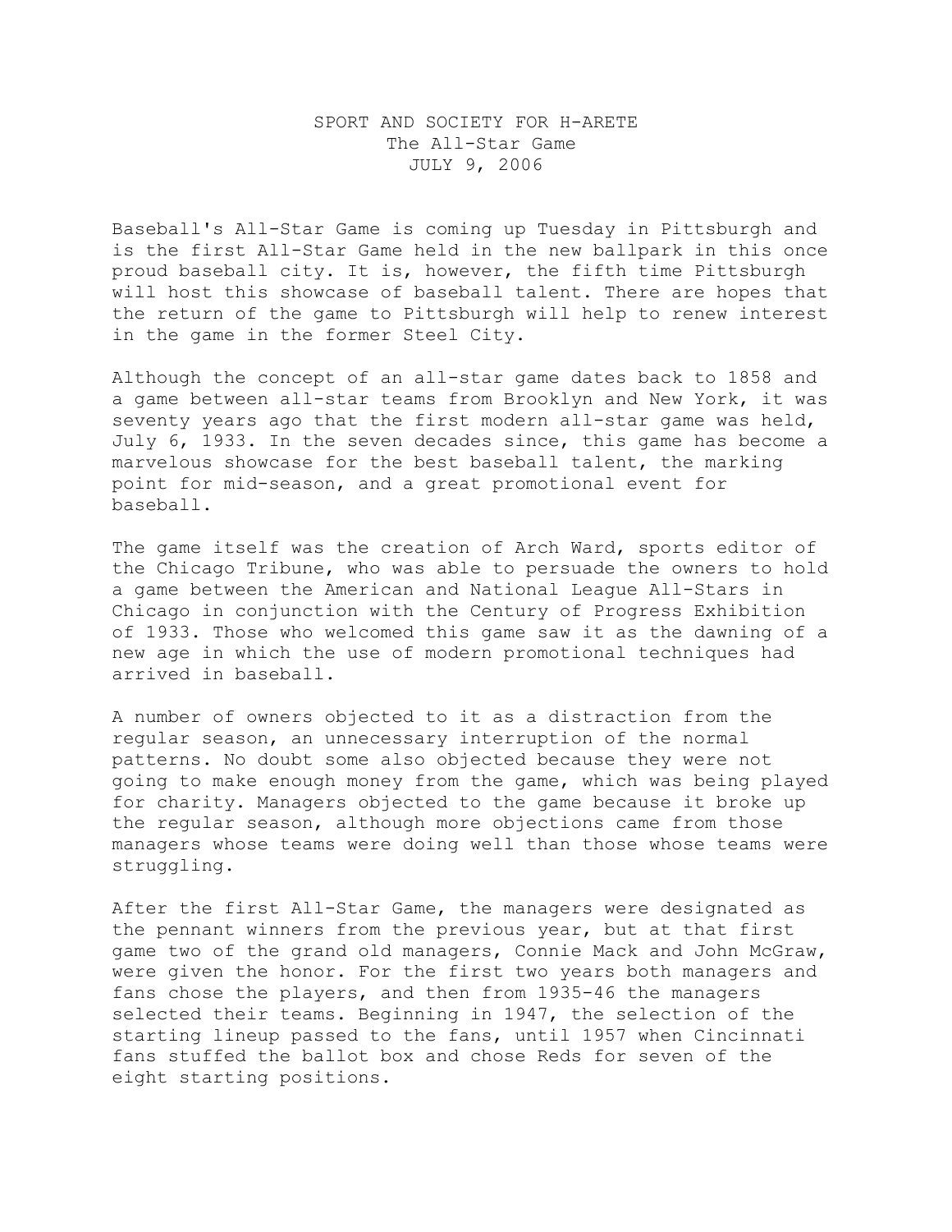SPORT AND SOCIETY FOR H-ARETE
The All-Star Game
JULY 9, 2006

Baseball's All-Star Game is coming up Tuesday in Pittsburgh and is the first All-Star Game held in the new ballpark in this once proud baseball city. It is, however, the fifth time Pittsburgh will host this showcase of baseball talent. There are hopes that the return of the game to Pittsburgh will help to renew interest in the game in the former Steel City.

Although the concept of an all-star game dates back to 1858 and a game between all-star teams from Brooklyn and New York, it was seventy years ago that the first modern all-star game was held, July 6, 1933. In the seven decades since, this game has become a marvelous showcase for the best baseball talent, the marking point for mid-season, and a great promotional event for baseball.

The game itself was the creation of Arch Ward, sports editor of the Chicago Tribune, who was able to persuade the owners to hold a game between the American and National League All-Stars in Chicago in conjunction with the Century of Progress Exhibition of 1933. Those who welcomed this game saw it as the dawning of a new age in which the use of modern promotional techniques had arrived in baseball.

A number of owners objected to it as a distraction from the regular season, an unnecessary interruption of the normal patterns. No doubt some also objected because they were not going to make enough money from the game, which was being played for charity. Managers objected to the game because it broke up the regular season, although more objections came from those managers whose teams were doing well than those whose teams were struggling.

After the first All-Star Game, the managers were designated as the pennant winners from the previous year, but at that first game two of the grand old managers, Connie Mack and John McGraw, were given the honor. For the first two years both managers and fans chose the players, and then from 1935-46 the managers selected their teams. Beginning in 1947, the selection of the starting lineup passed to the fans, until 1957 when Cincinnati fans stuffed the ballot box and chose Reds for seven of the eight starting positions.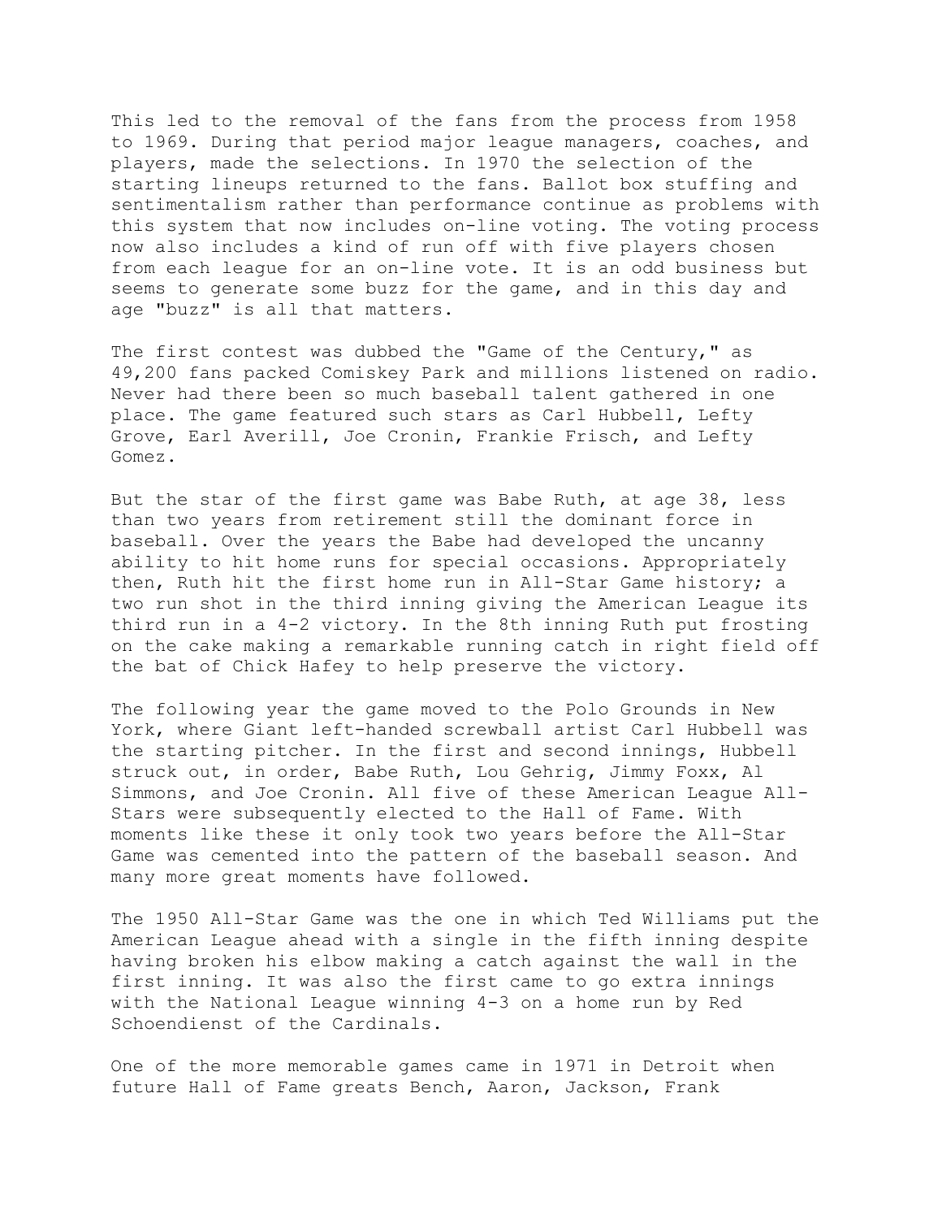This led to the removal of the fans from the process from 1958 to 1969. During that period major league managers, coaches, and players, made the selections. In 1970 the selection of the starting lineups returned to the fans. Ballot box stuffing and sentimentalism rather than performance continue as problems with this system that now includes on-line voting. The voting process now also includes a kind of run off with five players chosen from each league for an on-line vote. It is an odd business but seems to generate some buzz for the game, and in this day and age "buzz" is all that matters.

The first contest was dubbed the "Game of the Century," as 49,200 fans packed Comiskey Park and millions listened on radio. Never had there been so much baseball talent gathered in one place. The game featured such stars as Carl Hubbell, Lefty Grove, Earl Averill, Joe Cronin, Frankie Frisch, and Lefty Gomez.

But the star of the first game was Babe Ruth, at age 38, less than two years from retirement still the dominant force in baseball. Over the years the Babe had developed the uncanny ability to hit home runs for special occasions. Appropriately then, Ruth hit the first home run in All-Star Game history; a two run shot in the third inning giving the American League its third run in a 4-2 victory. In the 8th inning Ruth put frosting on the cake making a remarkable running catch in right field off the bat of Chick Hafey to help preserve the victory.

The following year the game moved to the Polo Grounds in New York, where Giant left-handed screwball artist Carl Hubbell was the starting pitcher. In the first and second innings, Hubbell struck out, in order, Babe Ruth, Lou Gehrig, Jimmy Foxx, Al Simmons, and Joe Cronin. All five of these American League All-Stars were subsequently elected to the Hall of Fame. With moments like these it only took two years before the All-Star Game was cemented into the pattern of the baseball season. And many more great moments have followed.

The 1950 All-Star Game was the one in which Ted Williams put the American League ahead with a single in the fifth inning despite having broken his elbow making a catch against the wall in the first inning. It was also the first came to go extra innings with the National League winning 4-3 on a home run by Red Schoendienst of the Cardinals.

One of the more memorable games came in 1971 in Detroit when future Hall of Fame greats Bench, Aaron, Jackson, Frank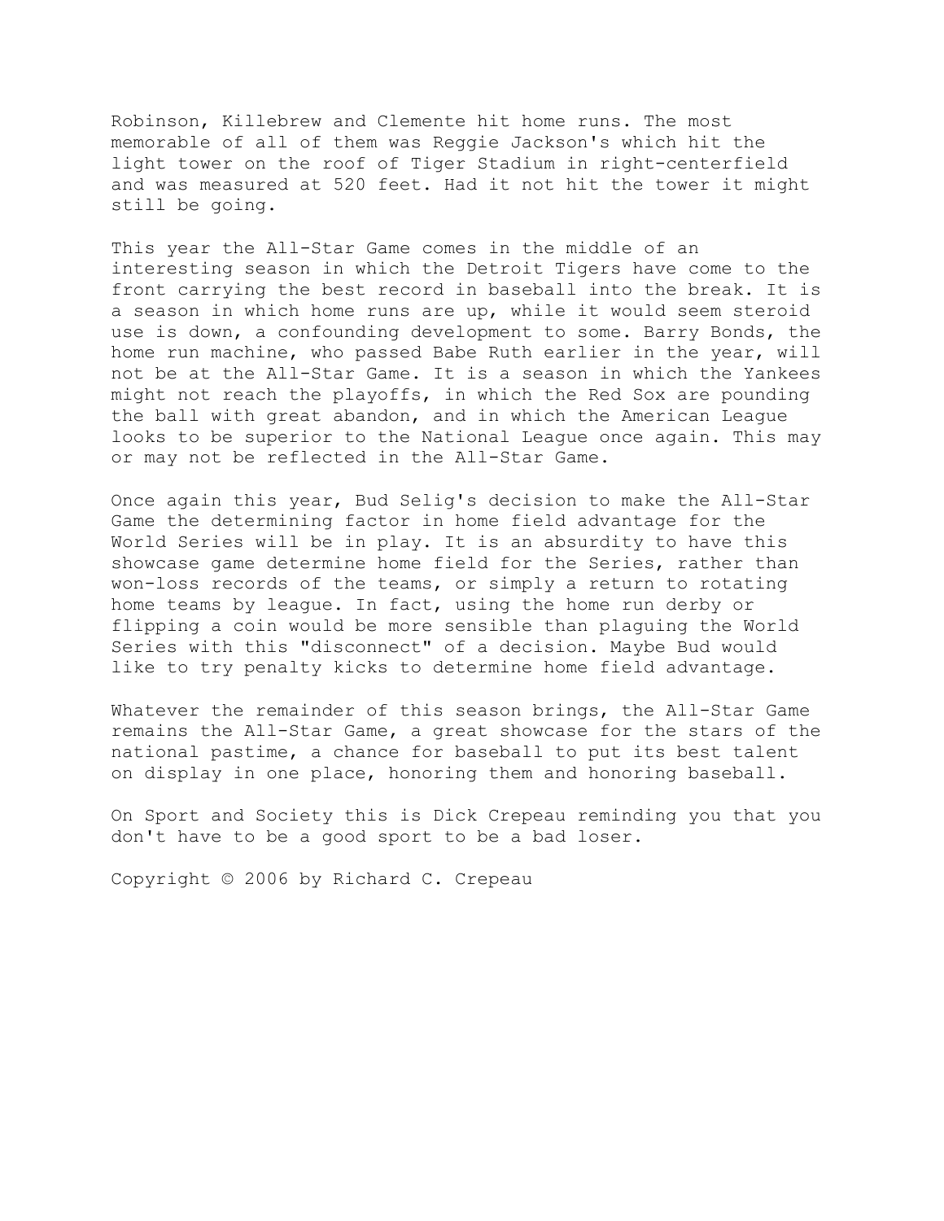Robinson, Killebrew and Clemente hit home runs. The most memorable of all of them was Reggie Jackson's which hit the light tower on the roof of Tiger Stadium in right-centerfield and was measured at 520 feet. Had it not hit the tower it might still be going.

This year the All-Star Game comes in the middle of an interesting season in which the Detroit Tigers have come to the front carrying the best record in baseball into the break. It is a season in which home runs are up, while it would seem steroid use is down, a confounding development to some. Barry Bonds, the home run machine, who passed Babe Ruth earlier in the year, will not be at the All-Star Game. It is a season in which the Yankees might not reach the playoffs, in which the Red Sox are pounding the ball with great abandon, and in which the American League looks to be superior to the National League once again. This may or may not be reflected in the All-Star Game.

Once again this year, Bud Selig's decision to make the All-Star Game the determining factor in home field advantage for the World Series will be in play. It is an absurdity to have this showcase game determine home field for the Series, rather than won-loss records of the teams, or simply a return to rotating home teams by league. In fact, using the home run derby or flipping a coin would be more sensible than plaguing the World Series with this "disconnect" of a decision. Maybe Bud would like to try penalty kicks to determine home field advantage.

Whatever the remainder of this season brings, the All-Star Game remains the All-Star Game, a great showcase for the stars of the national pastime, a chance for baseball to put its best talent on display in one place, honoring them and honoring baseball.

On Sport and Society this is Dick Crepeau reminding you that you don't have to be a good sport to be a bad loser.

Copyright © 2006 by Richard C. Crepeau